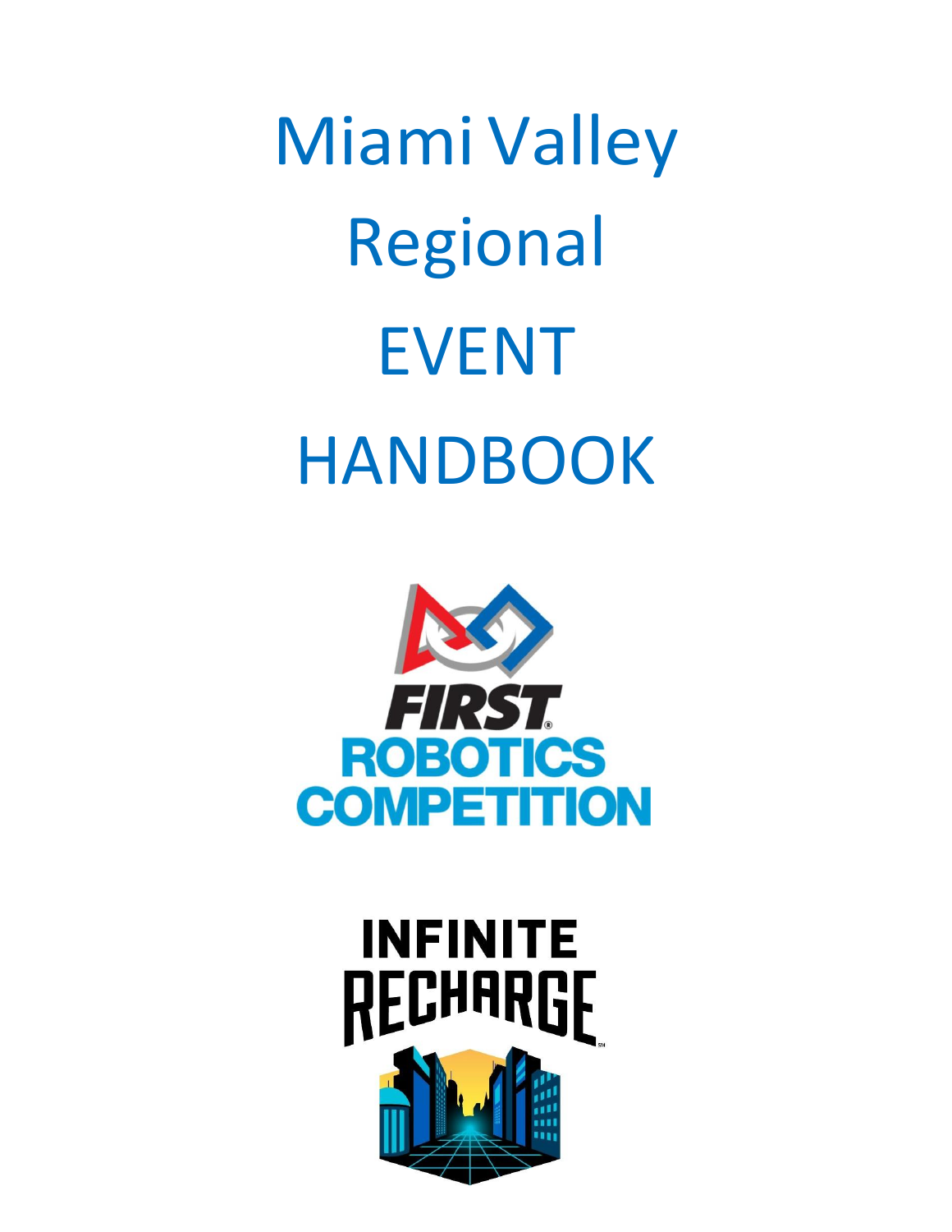# Miami Valley Regional EVENT HANDBOOK

FIRST ROBOTICS COMPETITION

INFINITE RECHARGE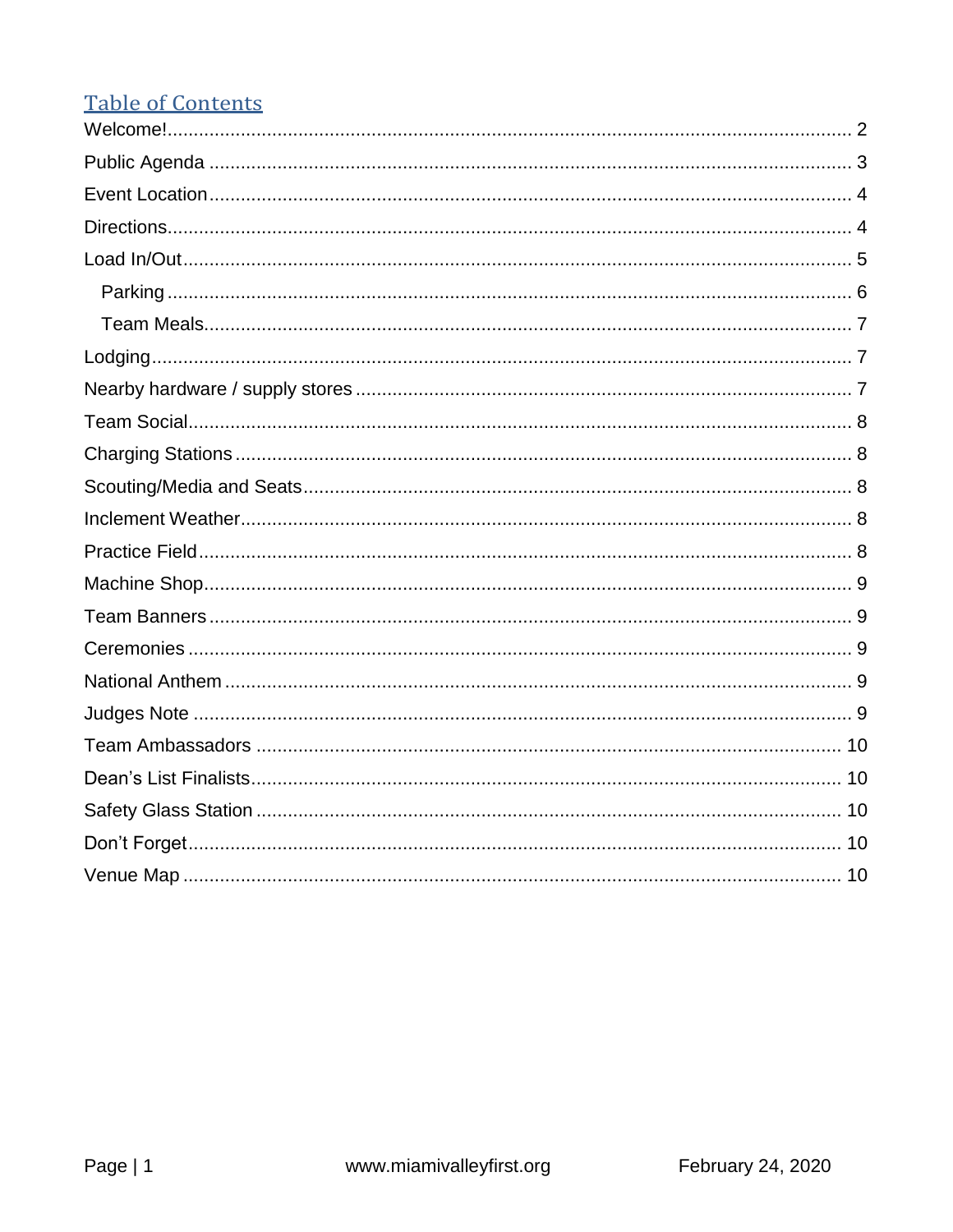## Table of Contents

Welcome! .................................................................................................................... 2
Public Agenda ............................................................................................................ 3
Event Location ............................................................................................................ 4
Directions .................................................................................................................... 4
Load In/Out .................................................................................................................. 5
- Parking ..................................................................................................................... 6
- Team Meals .............................................................................................................. 7

Lodging ....................................................................................................................... 7
Nearby hardware / supply stores ................................................................................ 7
Team Social ................................................................................................................. 8
Charging Stations ........................................................................................................ 8
Scouting/Media and Seats ........................................................................................... 8
Inclement Weather ...................................................................................................... 8
Practice Field ............................................................................................................... 8
Machine Shop .............................................................................................................. 9
Team Banners .............................................................................................................. 9
Ceremonies .................................................................................................................. 9
National Anthem .......................................................................................................... 9
Judges Note ................................................................................................................. 9
Team Ambassadors ................................................................................................... 10
Dean's List Finalists ................................................................................................... 10
Safety Glass Station .................................................................................................. 10
Don't Forget ............................................................................................................... 10
Venue Map ................................................................................................................ 10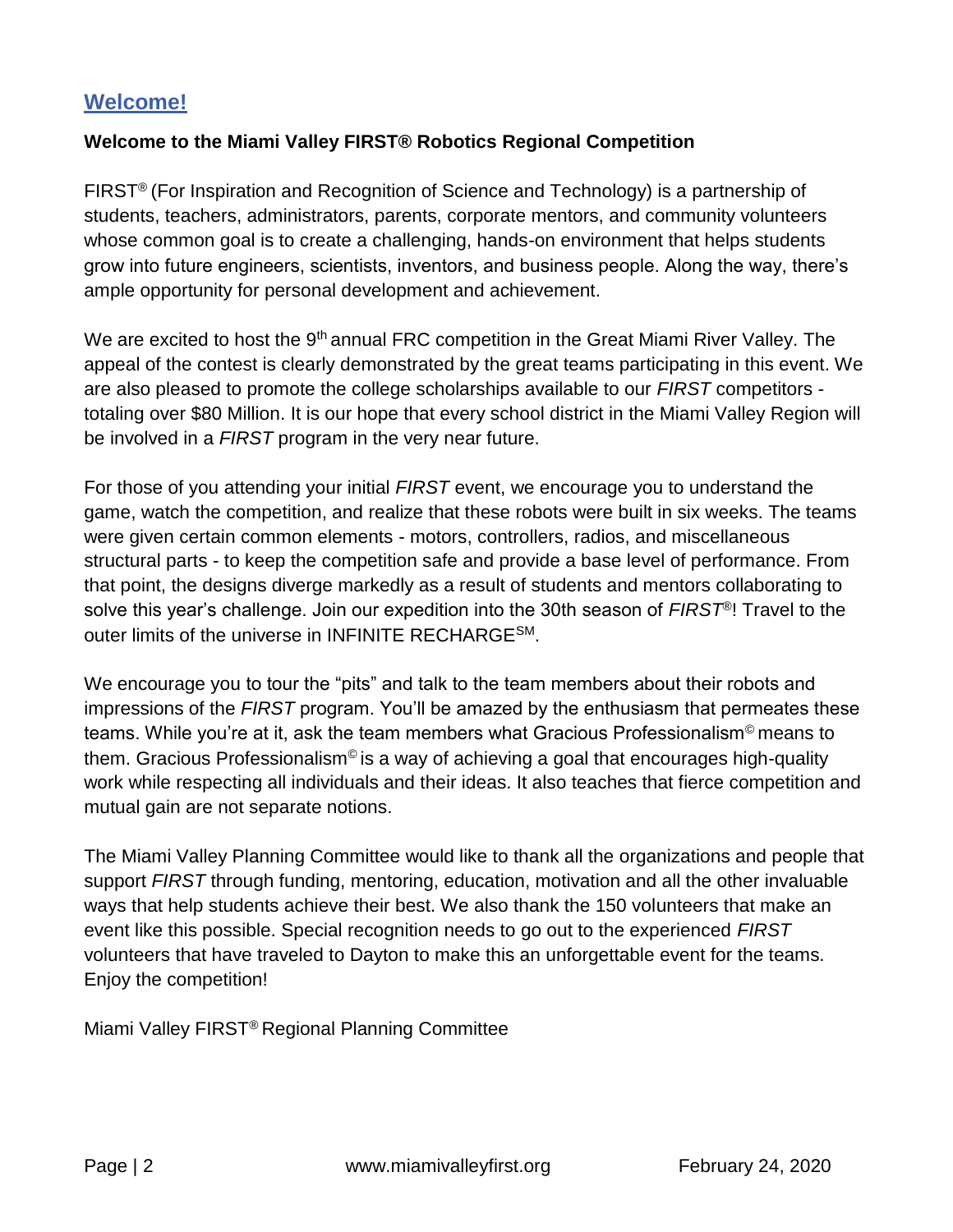## Welcome!

**Welcome to the Miami Valley FIRST® Robotics Regional Competition**

FIRST® (For Inspiration and Recognition of Science and Technology) is a partnership of students, teachers, administrators, parents, corporate mentors, and community volunteers whose common goal is to create a challenging, hands-on environment that helps students grow into future engineers, scientists, inventors, and business people. Along the way, there's ample opportunity for personal development and achievement.

We are excited to host the 9th annual FRC competition in the Great Miami River Valley. The appeal of the contest is clearly demonstrated by the great teams participating in this event. We are also pleased to promote the college scholarships available to our *FIRST* competitors - totaling over $80 Million. It is our hope that every school district in the Miami Valley Region will be involved in a *FIRST* program in the very near future.

For those of you attending your initial *FIRST* event, we encourage you to understand the game, watch the competition, and realize that these robots were built in six weeks. The teams were given certain common elements - motors, controllers, radios, and miscellaneous structural parts - to keep the competition safe and provide a base level of performance. From that point, the designs diverge markedly as a result of students and mentors collaborating to solve this year's challenge. Join our expedition into the 30th season of *FIRST*®! Travel to the outer limits of the universe in INFINITE RECHARGE℠.

We encourage you to tour the "pits" and talk to the team members about their robots and impressions of the *FIRST* program. You'll be amazed by the enthusiasm that permeates these teams. While you're at it, ask the team members what Gracious Professionalism© means to them. Gracious Professionalism© is a way of achieving a goal that encourages high-quality work while respecting all individuals and their ideas. It also teaches that fierce competition and mutual gain are not separate notions.

The Miami Valley Planning Committee would like to thank all the organizations and people that support *FIRST* through funding, mentoring, education, motivation and all the other invaluable ways that help students achieve their best. We also thank the 150 volunteers that make an event like this possible. Special recognition needs to go out to the experienced *FIRST* volunteers that have traveled to Dayton to make this an unforgettable event for the teams. Enjoy the competition!

Miami Valley FIRST® Regional Planning Committee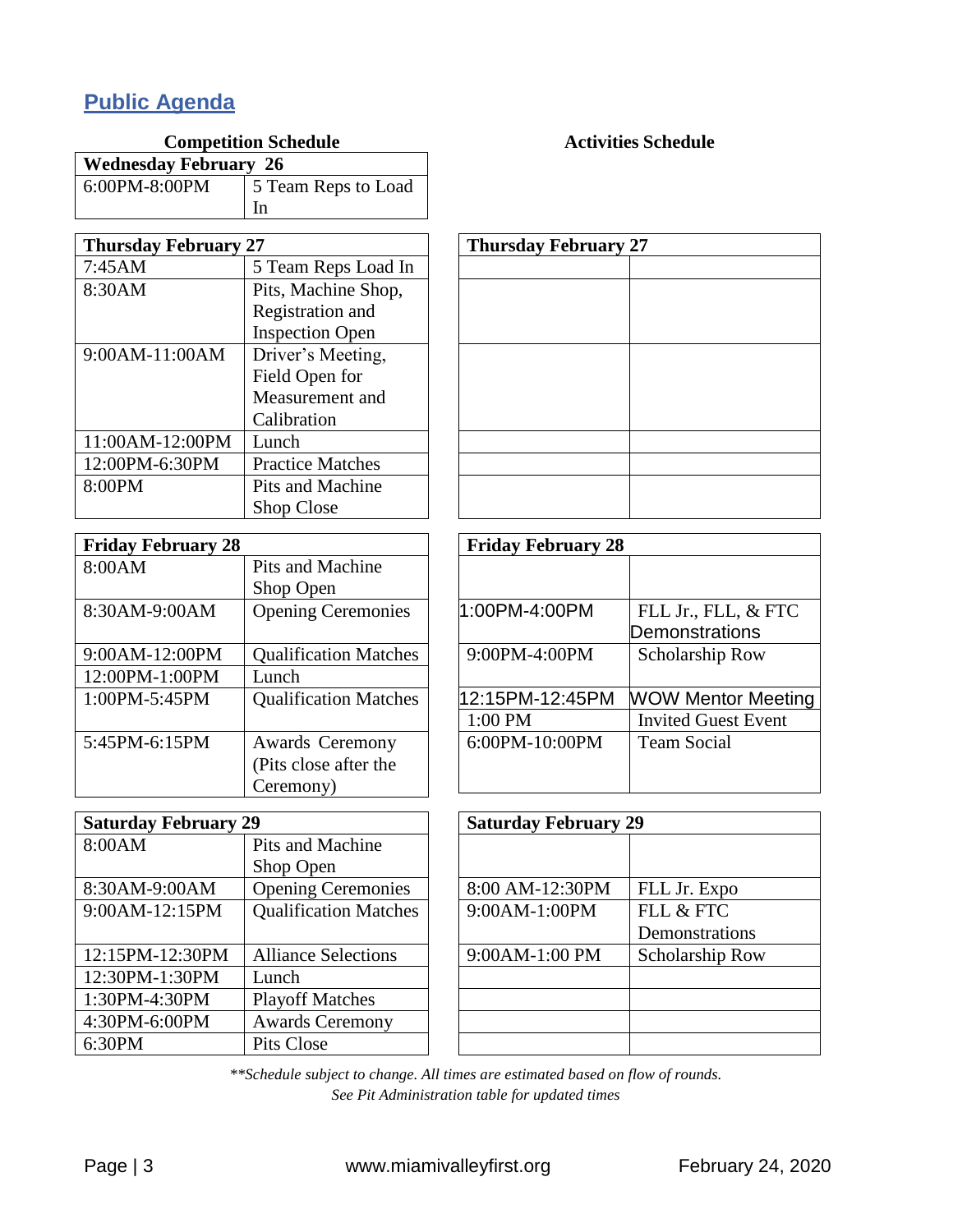## Public Agenda

### Competition Schedule

| Wednesday February 26 | |
|---|---|
| 6:00PM-8:00PM | 5 Team Reps to Load In |

| Thursday February 27 | |
|---|---|
| 7:45AM | 5 Team Reps Load In |
| 8:30AM | Pits, Machine Shop, Registration and Inspection Open |
| 9:00AM-11:00AM | Driver's Meeting, Field Open for Measurement and Calibration |
| 11:00AM-12:00PM | Lunch |
| 12:00PM-6:30PM | Practice Matches |
| 8:00PM | Pits and Machine Shop Close |

| Friday February 28 | |
|---|---|
| 8:00AM | Pits and Machine Shop Open |
| 8:30AM-9:00AM | Opening Ceremonies |
| 9:00AM-12:00PM | Qualification Matches |
| 12:00PM-1:00PM | Lunch |
| 1:00PM-5:45PM | Qualification Matches |
| 5:45PM-6:15PM | Awards Ceremony (Pits close after the Ceremony) |

| Saturday February 29 | |
|---|---|
| 8:00AM | Pits and Machine Shop Open |
| 8:30AM-9:00AM | Opening Ceremonies |
| 9:00AM-12:15PM | Qualification Matches |
| 12:15PM-12:30PM | Alliance Selections |
| 12:30PM-1:30PM | Lunch |
| 1:30PM-4:30PM | Playoff Matches |
| 4:30PM-6:00PM | Awards Ceremony |
| 6:30PM | Pits Close |

### Activities Schedule

| Thursday February 27 | |
|---|---|
| | |
| | |
| | |
| | |
| | |
| | |

| Friday February 28 | |
|---|---|
| | |
| 1:00PM-4:00PM | FLL Jr., FLL, & FTC Demonstrations |
| 9:00PM-4:00PM | Scholarship Row |
| 12:15PM-12:45PM | WOW Mentor Meeting |
| 1:00 PM | Invited Guest Event |
| 6:00PM-10:00PM | Team Social |

| Saturday February 29 | |
|---|---|
| | |
| 8:00 AM-12:30PM | FLL Jr. Expo |
| 9:00AM-1:00PM | FLL & FTC Demonstrations |
| 9:00AM-1:00 PM | Scholarship Row |
| | |
| | |
| | |
| | |

*\*\*Schedule subject to change. All times are estimated based on flow of rounds.*
*See Pit Administration table for updated times*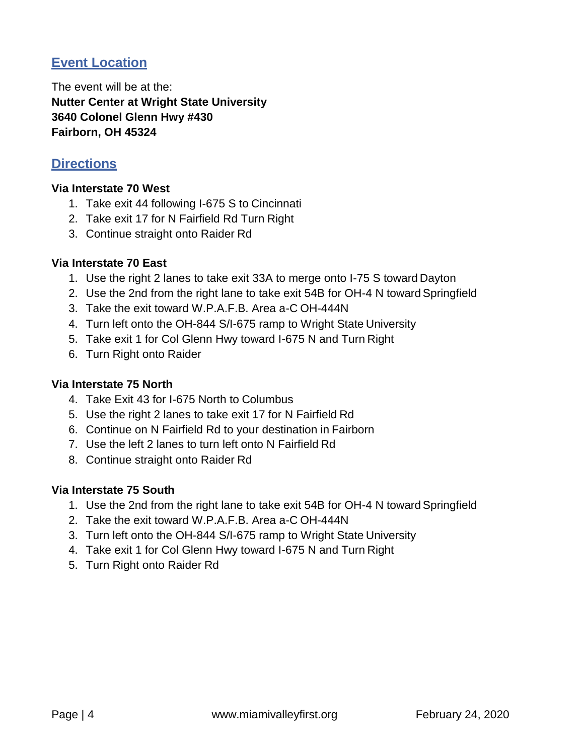## Event Location

The event will be at the:
**Nutter Center at Wright State University**
**3640 Colonel Glenn Hwy #430**
**Fairborn, OH 45324**

## Directions

**Via Interstate 70 West**

1. Take exit 44 following I-675 S to Cincinnati
2. Take exit 17 for N Fairfield Rd Turn Right
3. Continue straight onto Raider Rd

**Via Interstate 70 East**

1. Use the right 2 lanes to take exit 33A to merge onto I-75 S toward Dayton
2. Use the 2nd from the right lane to take exit 54B for OH-4 N toward Springfield
3. Take the exit toward W.P.A.F.B. Area a-C OH-444N
4. Turn left onto the OH-844 S/I-675 ramp to Wright State University
5. Take exit 1 for Col Glenn Hwy toward I-675 N and Turn Right
6. Turn Right onto Raider

**Via Interstate 75 North**

4. Take Exit 43 for I-675 North to Columbus
5. Use the right 2 lanes to take exit 17 for N Fairfield Rd
6. Continue on N Fairfield Rd to your destination in Fairborn
7. Use the left 2 lanes to turn left onto N Fairfield Rd
8. Continue straight onto Raider Rd

**Via Interstate 75 South**

1. Use the 2nd from the right lane to take exit 54B for OH-4 N toward Springfield
2. Take the exit toward W.P.A.F.B. Area a-C OH-444N
3. Turn left onto the OH-844 S/I-675 ramp to Wright State University
4. Take exit 1 for Col Glenn Hwy toward I-675 N and Turn Right
5. Turn Right onto Raider Rd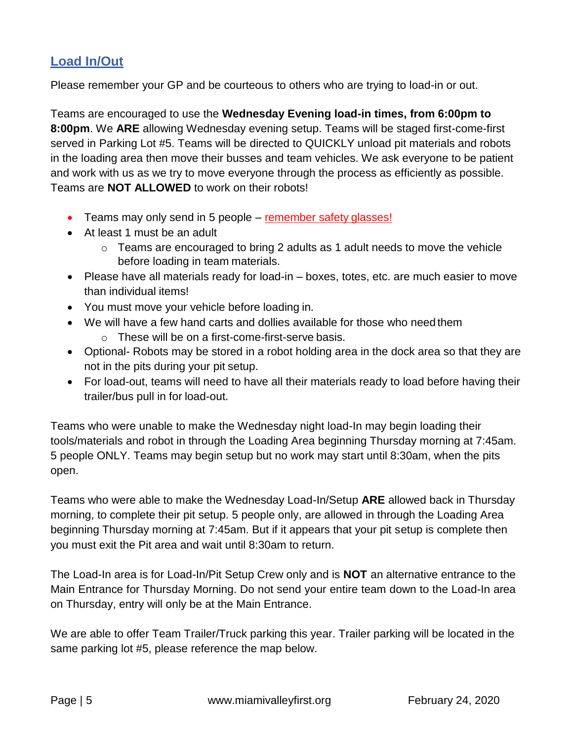## Load In/Out

Please remember your GP and be courteous to others who are trying to load-in or out.

Teams are encouraged to use the **Wednesday Evening load-in times, from 6:00pm to 8:00pm**. We **ARE** allowing Wednesday evening setup. Teams will be staged first-come-first served in Parking Lot #5. Teams will be directed to QUICKLY unload pit materials and robots in the loading area then move their busses and team vehicles. We ask everyone to be patient and work with us as we try to move everyone through the process as efficiently as possible. Teams are **NOT ALLOWED** to work on their robots!

- Teams may only send in 5 people – remember safety glasses!
- At least 1 must be an adult
  - Teams are encouraged to bring 2 adults as 1 adult needs to move the vehicle before loading in team materials.
- Please have all materials ready for load-in – boxes, totes, etc. are much easier to move than individual items!
- You must move your vehicle before loading in.
- We will have a few hand carts and dollies available for those who need them
  - These will be on a first-come-first-serve basis.
- Optional- Robots may be stored in a robot holding area in the dock area so that they are not in the pits during your pit setup.
- For load-out, teams will need to have all their materials ready to load before having their trailer/bus pull in for load-out.

Teams who were unable to make the Wednesday night load-In may begin loading their tools/materials and robot in through the Loading Area beginning Thursday morning at 7:45am. 5 people ONLY. Teams may begin setup but no work may start until 8:30am, when the pits open.

Teams who were able to make the Wednesday Load-In/Setup **ARE** allowed back in Thursday morning, to complete their pit setup. 5 people only, are allowed in through the Loading Area beginning Thursday morning at 7:45am. But if it appears that your pit setup is complete then you must exit the Pit area and wait until 8:30am to return.

The Load-In area is for Load-In/Pit Setup Crew only and is **NOT** an alternative entrance to the Main Entrance for Thursday Morning. Do not send your entire team down to the Load-In area on Thursday, entry will only be at the Main Entrance.

We are able to offer Team Trailer/Truck parking this year. Trailer parking will be located in the same parking lot #5, please reference the map below.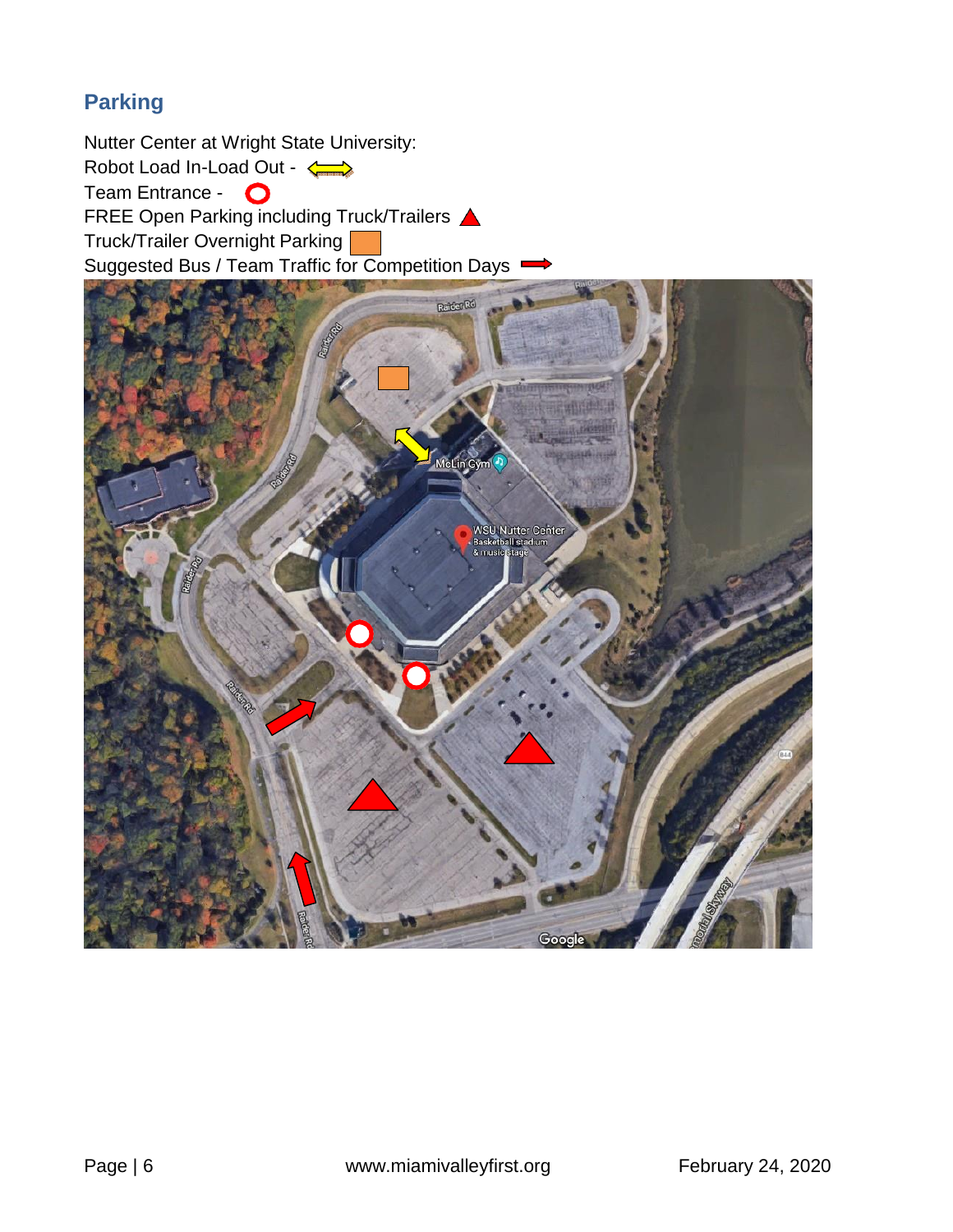## Parking

Nutter Center at Wright State University:

Robot Load In-Load Out -

Team Entrance -

FREE Open Parking including Truck/Trailers

Truck/Trailer Overnight Parking

Suggested Bus / Team Traffic for Competition Days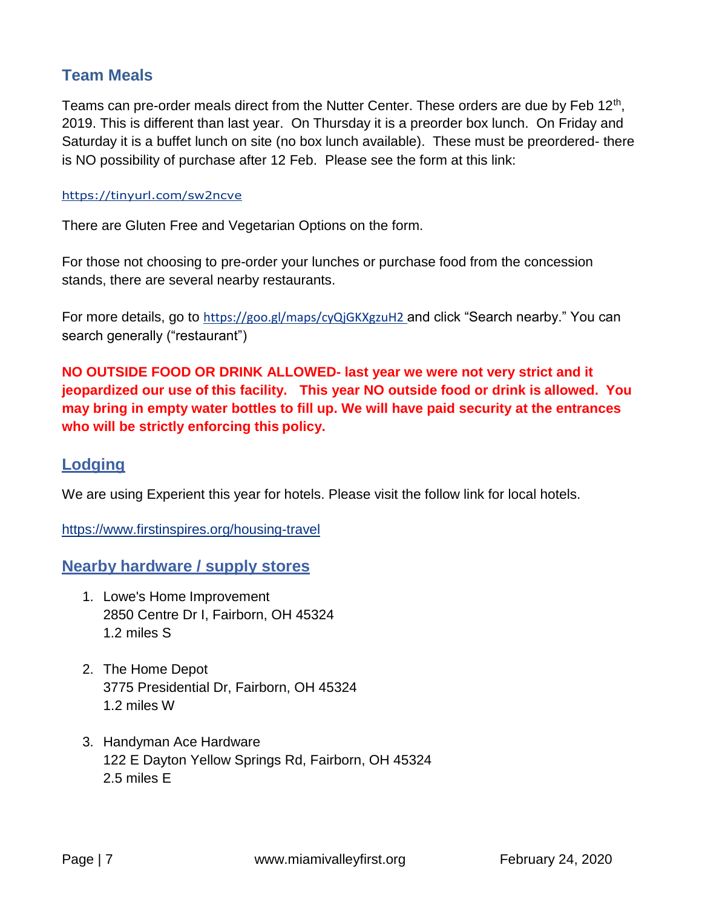## Team Meals

Teams can pre-order meals direct from the Nutter Center. These orders are due by Feb 12th, 2019. This is different than last year. On Thursday it is a preorder box lunch. On Friday and Saturday it is a buffet lunch on site (no box lunch available). These must be preordered- there is NO possibility of purchase after 12 Feb. Please see the form at this link:

https://tinyurl.com/sw2ncve

There are Gluten Free and Vegetarian Options on the form.

For those not choosing to pre-order your lunches or purchase food from the concession stands, there are several nearby restaurants.

For more details, go to https://goo.gl/maps/cyQjGKXgzuH2 and click "Search nearby." You can search generally ("restaurant")

**NO OUTSIDE FOOD OR DRINK ALLOWED- last year we were not very strict and it jeopardized our use of this facility. This year NO outside food or drink is allowed. You may bring in empty water bottles to fill up. We will have paid security at the entrances who will be strictly enforcing this policy.**

## Lodging

We are using Experient this year for hotels. Please visit the follow link for local hotels.

https://www.firstinspires.org/housing-travel

## Nearby hardware / supply stores

1. Lowe's Home Improvement
   2850 Centre Dr I, Fairborn, OH 45324
   1.2 miles S

2. The Home Depot
   3775 Presidential Dr, Fairborn, OH 45324
   1.2 miles W

3. Handyman Ace Hardware
   122 E Dayton Yellow Springs Rd, Fairborn, OH 45324
   2.5 miles E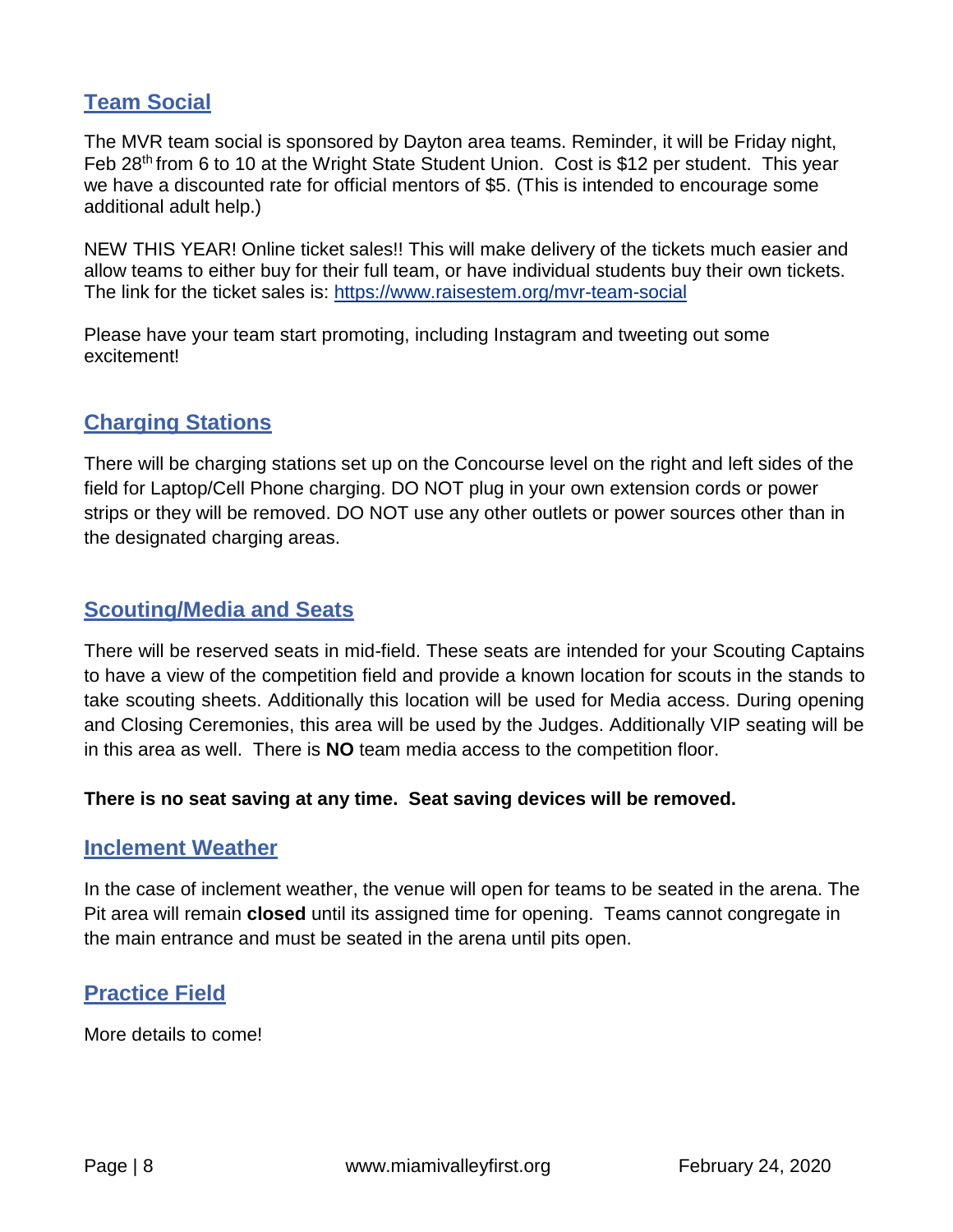## Team Social

The MVR team social is sponsored by Dayton area teams. Reminder, it will be Friday night, Feb 28th from 6 to 10 at the Wright State Student Union. Cost is $12 per student. This year we have a discounted rate for official mentors of $5. (This is intended to encourage some additional adult help.)

NEW THIS YEAR! Online ticket sales!! This will make delivery of the tickets much easier and allow teams to either buy for their full team, or have individual students buy their own tickets. The link for the ticket sales is: https://www.raisestem.org/mvr-team-social

Please have your team start promoting, including Instagram and tweeting out some excitement!

## Charging Stations

There will be charging stations set up on the Concourse level on the right and left sides of the field for Laptop/Cell Phone charging. DO NOT plug in your own extension cords or power strips or they will be removed. DO NOT use any other outlets or power sources other than in the designated charging areas.

## Scouting/Media and Seats

There will be reserved seats in mid-field. These seats are intended for your Scouting Captains to have a view of the competition field and provide a known location for scouts in the stands to take scouting sheets. Additionally this location will be used for Media access. During opening and Closing Ceremonies, this area will be used by the Judges. Additionally VIP seating will be in this area as well. There is **NO** team media access to the competition floor.

**There is no seat saving at any time. Seat saving devices will be removed.**

## Inclement Weather

In the case of inclement weather, the venue will open for teams to be seated in the arena. The Pit area will remain **closed** until its assigned time for opening. Teams cannot congregate in the main entrance and must be seated in the arena until pits open.

## Practice Field

More details to come!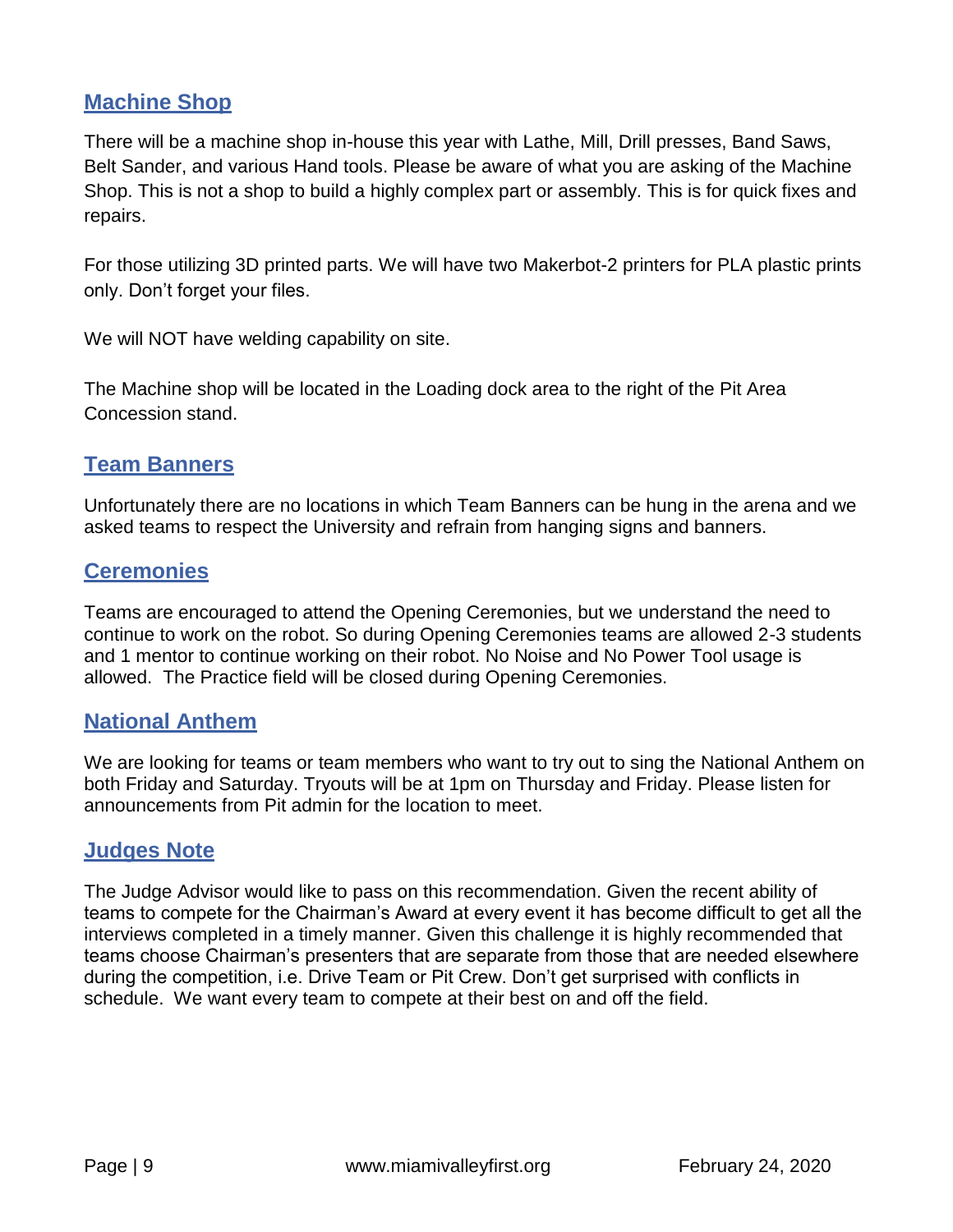## Machine Shop

There will be a machine shop in-house this year with Lathe, Mill, Drill presses, Band Saws, Belt Sander, and various Hand tools. Please be aware of what you are asking of the Machine Shop. This is not a shop to build a highly complex part or assembly. This is for quick fixes and repairs.

For those utilizing 3D printed parts. We will have two Makerbot-2 printers for PLA plastic prints only. Don't forget your files.

We will NOT have welding capability on site.

The Machine shop will be located in the Loading dock area to the right of the Pit Area Concession stand.

## Team Banners

Unfortunately there are no locations in which Team Banners can be hung in the arena and we asked teams to respect the University and refrain from hanging signs and banners.

## Ceremonies

Teams are encouraged to attend the Opening Ceremonies, but we understand the need to continue to work on the robot. So during Opening Ceremonies teams are allowed 2-3 students and 1 mentor to continue working on their robot. No Noise and No Power Tool usage is allowed. The Practice field will be closed during Opening Ceremonies.

## National Anthem

We are looking for teams or team members who want to try out to sing the National Anthem on both Friday and Saturday. Tryouts will be at 1pm on Thursday and Friday. Please listen for announcements from Pit admin for the location to meet.

## Judges Note

The Judge Advisor would like to pass on this recommendation. Given the recent ability of teams to compete for the Chairman's Award at every event it has become difficult to get all the interviews completed in a timely manner. Given this challenge it is highly recommended that teams choose Chairman's presenters that are separate from those that are needed elsewhere during the competition, i.e. Drive Team or Pit Crew. Don't get surprised with conflicts in schedule. We want every team to compete at their best on and off the field.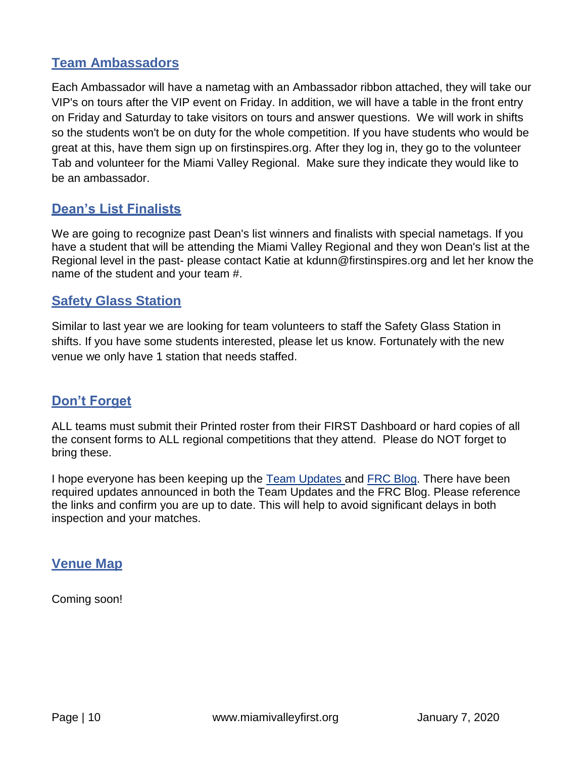## Team Ambassadors

Each Ambassador will have a nametag with an Ambassador ribbon attached, they will take our VIP's on tours after the VIP event on Friday. In addition, we will have a table in the front entry on Friday and Saturday to take visitors on tours and answer questions. We will work in shifts so the students won't be on duty for the whole competition. If you have students who would be great at this, have them sign up on firstinspires.org. After they log in, they go to the volunteer Tab and volunteer for the Miami Valley Regional. Make sure they indicate they would like to be an ambassador.

## Dean's List Finalists

We are going to recognize past Dean's list winners and finalists with special nametags. If you have a student that will be attending the Miami Valley Regional and they won Dean's list at the Regional level in the past- please contact Katie at kdunn@firstinspires.org and let her know the name of the student and your team #.

## Safety Glass Station

Similar to last year we are looking for team volunteers to staff the Safety Glass Station in shifts. If you have some students interested, please let us know. Fortunately with the new venue we only have 1 station that needs staffed.

## Don't Forget

ALL teams must submit their Printed roster from their FIRST Dashboard or hard copies of all the consent forms to ALL regional competitions that they attend. Please do NOT forget to bring these.

I hope everyone has been keeping up the Team Updates and FRC Blog. There have been required updates announced in both the Team Updates and the FRC Blog. Please reference the links and confirm you are up to date. This will help to avoid significant delays in both inspection and your matches.

## Venue Map

Coming soon!